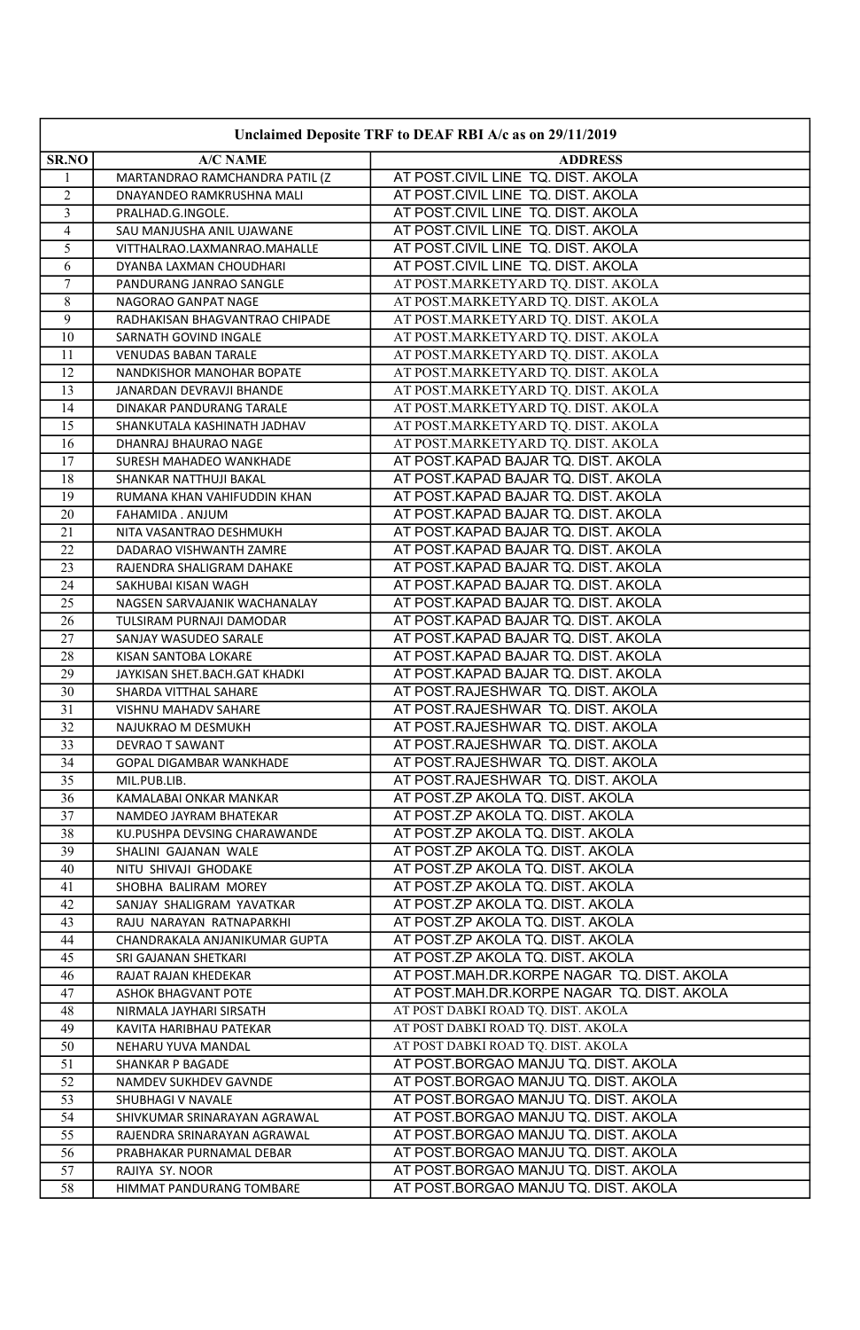| Unclaimed Deposite TRF to DEAF RBI A/c as on 29/11/2019 | | |
|---|---|---|
| SR.NO | A/C NAME | ADDRESS |
| 1 | MARTANDRAO RAMCHANDRA PATIL (Z | AT POST.CIVIL LINE TQ. DIST. AKOLA |
| 2 | DNAYANDEO RAMKRUSHNA MALI | AT POST.CIVIL LINE TQ. DIST. AKOLA |
| 3 | PRALHAD.G.INGOLE. | AT POST.CIVIL LINE TQ. DIST. AKOLA |
| 4 | SAU MANJUSHA ANIL UJAWANE | AT POST.CIVIL LINE TQ. DIST. AKOLA |
| 5 | VITTHALRAO.LAXMANRAO.MAHALLE | AT POST.CIVIL LINE TQ. DIST. AKOLA |
| 6 | DYANBA LAXMAN CHOUDHARI | AT POST.CIVIL LINE TQ. DIST. AKOLA |
| 7 | PANDURANG JANRAO SANGLE | AT POST.MARKETYARD TQ. DIST. AKOLA |
| 8 | NAGORAO GANPAT NAGE | AT POST.MARKETYARD TQ. DIST. AKOLA |
| 9 | RADHAKISAN BHAGVANTRAO CHIPADE | AT POST.MARKETYARD TQ. DIST. AKOLA |
| 10 | SARNATH GOVIND INGALE | AT POST.MARKETYARD TQ. DIST. AKOLA |
| 11 | VENUDAS BABAN TARALE | AT POST.MARKETYARD TQ. DIST. AKOLA |
| 12 | NANDKISHOR MANOHAR BOPATE | AT POST.MARKETYARD TQ. DIST. AKOLA |
| 13 | JANARDAN DEVRAVJI BHANDE | AT POST.MARKETYARD TQ. DIST. AKOLA |
| 14 | DINAKAR PANDURANG TARALE | AT POST.MARKETYARD TQ. DIST. AKOLA |
| 15 | SHANKUTALA KASHINATH JADHAV | AT POST.MARKETYARD TQ. DIST. AKOLA |
| 16 | DHANRAJ BHAURAO NAGE | AT POST.MARKETYARD TQ. DIST. AKOLA |
| 17 | SURESH MAHADEO WANKHADE | AT POST.KAPAD BAJAR TQ. DIST. AKOLA |
| 18 | SHANKAR NATTHUJI BAKAL | AT POST.KAPAD BAJAR TQ. DIST. AKOLA |
| 19 | RUMANA KHAN VAHIFUDDIN KHAN | AT POST.KAPAD BAJAR TQ. DIST. AKOLA |
| 20 | FAHAMIDA . ANJUM | AT POST.KAPAD BAJAR TQ. DIST. AKOLA |
| 21 | NITA VASANTRAO DESHMUKH | AT POST.KAPAD BAJAR TQ. DIST. AKOLA |
| 22 | DADARAO VISHWANTH ZAMRE | AT POST.KAPAD BAJAR TQ. DIST. AKOLA |
| 23 | RAJENDRA SHALIGRAM DAHAKE | AT POST.KAPAD BAJAR TQ. DIST. AKOLA |
| 24 | SAKHUBAI KISAN WAGH | AT POST.KAPAD BAJAR TQ. DIST. AKOLA |
| 25 | NAGSEN SARVAJANIK WACHANALAY | AT POST.KAPAD BAJAR TQ. DIST. AKOLA |
| 26 | TULSIRAM PURNAJI DAMODAR | AT POST.KAPAD BAJAR TQ. DIST. AKOLA |
| 27 | SANJAY WASUDEO SARALE | AT POST.KAPAD BAJAR TQ. DIST. AKOLA |
| 28 | KISAN SANTOBA LOKARE | AT POST.KAPAD BAJAR TQ. DIST. AKOLA |
| 29 | JAYKISAN SHET.BACH.GAT KHADKI | AT POST.KAPAD BAJAR TQ. DIST. AKOLA |
| 30 | SHARDA VITTHAL SAHARE | AT POST.RAJESHWAR TQ. DIST. AKOLA |
| 31 | VISHNU MAHADV SAHARE | AT POST.RAJESHWAR TQ. DIST. AKOLA |
| 32 | NAJUKRAO M DESMUKH | AT POST.RAJESHWAR TQ. DIST. AKOLA |
| 33 | DEVRAO T SAWANT | AT POST.RAJESHWAR TQ. DIST. AKOLA |
| 34 | GOPAL DIGAMBAR WANKHADE | AT POST.RAJESHWAR TQ. DIST. AKOLA |
| 35 | MIL.PUB.LIB. | AT POST.RAJESHWAR TQ. DIST. AKOLA |
| 36 | KAMALABAI ONKAR MANKAR | AT POST.ZP AKOLA TQ. DIST. AKOLA |
| 37 | NAMDEO JAYRAM BHATEKAR | AT POST.ZP AKOLA TQ. DIST. AKOLA |
| 38 | KU.PUSHPA DEVSING CHARAWANDE | AT POST.ZP AKOLA TQ. DIST. AKOLA |
| 39 | SHALINI GAJANAN WALE | AT POST.ZP AKOLA TQ. DIST. AKOLA |
| 40 | NITU SHIVAJI GHODAKE | AT POST.ZP AKOLA TQ. DIST. AKOLA |
| 41 | SHOBHA BALIRAM MOREY | AT POST.ZP AKOLA TQ. DIST. AKOLA |
| 42 | SANJAY SHALIGRAM YAVATKAR | AT POST.ZP AKOLA TQ. DIST. AKOLA |
| 43 | RAJU NARAYAN RATNAPARKHI | AT POST.ZP AKOLA TQ. DIST. AKOLA |
| 44 | CHANDRAKALA ANJANIKUMAR GUPTA | AT POST.ZP AKOLA TQ. DIST. AKOLA |
| 45 | SRI GAJANAN SHETKARI | AT POST.ZP AKOLA TQ. DIST. AKOLA |
| 46 | RAJAT RAJAN KHEDEKAR | AT POST.MAH.DR.KORPE NAGAR TQ. DIST. AKOLA |
| 47 | ASHOK BHAGVANT POTE | AT POST.MAH.DR.KORPE NAGAR TQ. DIST. AKOLA |
| 48 | NIRMALA JAYHARI SIRSATH | AT POST DABKI ROAD TQ. DIST. AKOLA |
| 49 | KAVITA HARIBHAU PATEKAR | AT POST DABKI ROAD TQ. DIST. AKOLA |
| 50 | NEHARU YUVA MANDAL | AT POST DABKI ROAD TQ. DIST. AKOLA |
| 51 | SHANKAR P BAGADE | AT POST.BORGAO MANJU TQ. DIST. AKOLA |
| 52 | NAMDEV SUKHDEV GAVNDE | AT POST.BORGAO MANJU TQ. DIST. AKOLA |
| 53 | SHUBHAGI V NAVALE | AT POST.BORGAO MANJU TQ. DIST. AKOLA |
| 54 | SHIVKUMAR SRINARAYAN AGRAWAL | AT POST.BORGAO MANJU TQ. DIST. AKOLA |
| 55 | RAJENDRA SRINARAYAN AGRAWAL | AT POST.BORGAO MANJU TQ. DIST. AKOLA |
| 56 | PRABHAKAR PURNAMAL DEBAR | AT POST.BORGAO MANJU TQ. DIST. AKOLA |
| 57 | RAJIYA SY. NOOR | AT POST.BORGAO MANJU TQ. DIST. AKOLA |
| 58 | HIMMAT PANDURANG TOMBARE | AT POST.BORGAO MANJU TQ. DIST. AKOLA |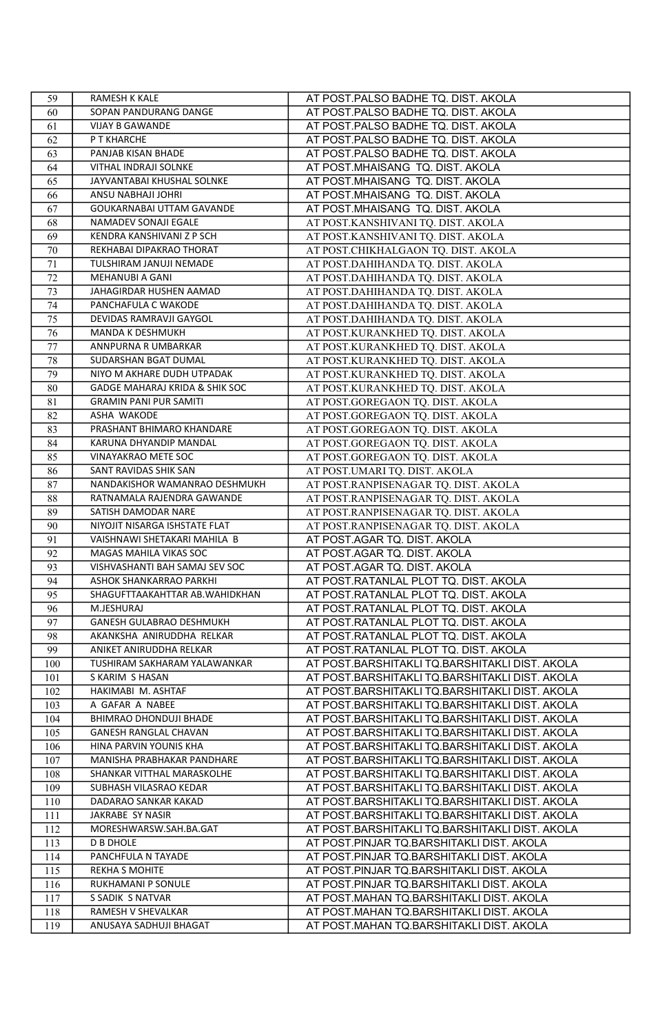| 59 | RAMESH K KALE | AT POST.PALSO BADHE TQ. DIST. AKOLA |
|---|---|---|
| 60 | SOPAN PANDURANG DANGE | AT POST.PALSO BADHE TQ. DIST. AKOLA |
| 61 | VIJAY B GAWANDE | AT POST.PALSO BADHE TQ. DIST. AKOLA |
| 62 | P T KHARCHE | AT POST.PALSO BADHE TQ. DIST. AKOLA |
| 63 | PANJAB KISAN BHADE | AT POST.PALSO BADHE TQ. DIST. AKOLA |
| 64 | VITHAL INDRAJI SOLNKE | AT POST.MHAISANG TQ. DIST. AKOLA |
| 65 | JAYVANTABAI KHUSHAL SOLNKE | AT POST.MHAISANG TQ. DIST. AKOLA |
| 66 | ANSU NABHAJI JOHRI | AT POST.MHAISANG TQ. DIST. AKOLA |
| 67 | GOUKARNABAI UTTAM GAVANDE | AT POST.MHAISANG TQ. DIST. AKOLA |
| 68 | NAMADEV SONAJI EGALE | AT POST.KANSHIVANI TQ. DIST. AKOLA |
| 69 | KENDRA KANSHIVANI Z P SCH | AT POST.KANSHIVANI TQ. DIST. AKOLA |
| 70 | REKHABAI DIPAKRAO THORAT | AT POST.CHIKHALGAON TQ. DIST. AKOLA |
| 71 | TULSHIRAM JANUJI NEMADE | AT POST.DAHIHANDA TQ. DIST. AKOLA |
| 72 | MEHANUBI A GANI | AT POST.DAHIHANDA TQ. DIST. AKOLA |
| 73 | JAHAGIRDAR HUSHEN AAMAD | AT POST.DAHIHANDA TQ. DIST. AKOLA |
| 74 | PANCHAFULA C WAKODE | AT POST.DAHIHANDA TQ. DIST. AKOLA |
| 75 | DEVIDAS RAMRAVJI GAYGOL | AT POST.DAHIHANDA TQ. DIST. AKOLA |
| 76 | MANDA K DESHMUKH | AT POST.KURANKHED TQ. DIST. AKOLA |
| 77 | ANNPURNA R UMBARKAR | AT POST.KURANKHED TQ. DIST. AKOLA |
| 78 | SUDARSHAN BGAT DUMAL | AT POST.KURANKHED TQ. DIST. AKOLA |
| 79 | NIYO M AKHARE DUDH UTPADAK | AT POST.KURANKHED TQ. DIST. AKOLA |
| 80 | GADGE MAHARAJ KRIDA & SHIK SOC | AT POST.KURANKHED TQ. DIST. AKOLA |
| 81 | GRAMIN PANI PUR SAMITI | AT POST.GOREGAON TQ. DIST. AKOLA |
| 82 | ASHA WAKODE | AT POST.GOREGAON TQ. DIST. AKOLA |
| 83 | PRASHANT BHIMARO KHANDARE | AT POST.GOREGAON TQ. DIST. AKOLA |
| 84 | KARUNA DHYANDIP MANDAL | AT POST.GOREGAON TQ. DIST. AKOLA |
| 85 | VINAYAKRAO METE SOC | AT POST.GOREGAON TQ. DIST. AKOLA |
| 86 | SANT RAVIDAS SHIK SAN | AT POST.UMARI TQ. DIST. AKOLA |
| 87 | NANDAKISHOR WAMANRAO DESHMUKH | AT POST.RANPISENAGAR TQ. DIST. AKOLA |
| 88 | RATNAMALA RAJENDRA GAWANDE | AT POST.RANPISENAGAR TQ. DIST. AKOLA |
| 89 | SATISH DAMODAR NARE | AT POST.RANPISENAGAR TQ. DIST. AKOLA |
| 90 | NIYOJIT NISARGA ISHSTATE FLAT | AT POST.RANPISENAGAR TQ. DIST. AKOLA |
| 91 | VAISHNAWI SHETAKARI MAHILA B | AT POST.AGAR TQ. DIST. AKOLA |
| 92 | MAGAS MAHILA VIKAS SOC | AT POST.AGAR TQ. DIST. AKOLA |
| 93 | VISHVASHANTI BAH SAMAJ SEV SOC | AT POST.AGAR TQ. DIST. AKOLA |
| 94 | ASHOK SHANKARRAO PARKHI | AT POST.RATANLAL PLOT TQ. DIST. AKOLA |
| 95 | SHAGUFTTAAKAHTTAR AB.WAHIDKHAN | AT POST.RATANLAL PLOT TQ. DIST. AKOLA |
| 96 | M.JESHURAJ | AT POST.RATANLAL PLOT TQ. DIST. AKOLA |
| 97 | GANESH GULABRAO DESHMUKH | AT POST.RATANLAL PLOT TQ. DIST. AKOLA |
| 98 | AKANKSHA ANIRUDDHA RELKAR | AT POST.RATANLAL PLOT TQ. DIST. AKOLA |
| 99 | ANIKET ANIRUDDHA RELKAR | AT POST.RATANLAL PLOT TQ. DIST. AKOLA |
| 100 | TUSHIRAM SAKHARAM YALAWANKAR | AT POST.BARSHITAKLI TQ.BARSHITAKLI DIST. AKOLA |
| 101 | S KARIM S HASAN | AT POST.BARSHITAKLI TQ.BARSHITAKLI DIST. AKOLA |
| 102 | HAKIMABI M. ASHTAF | AT POST.BARSHITAKLI TQ.BARSHITAKLI DIST. AKOLA |
| 103 | A GAFAR A NABEE | AT POST.BARSHITAKLI TQ.BARSHITAKLI DIST. AKOLA |
| 104 | BHIMRAO DHONDUJI BHADE | AT POST.BARSHITAKLI TQ.BARSHITAKLI DIST. AKOLA |
| 105 | GANESH RANGLAL CHAVAN | AT POST.BARSHITAKLI TQ.BARSHITAKLI DIST. AKOLA |
| 106 | HINA PARVIN YOUNIS KHA | AT POST.BARSHITAKLI TQ.BARSHITAKLI DIST. AKOLA |
| 107 | MANISHA PRABHAKAR PANDHARE | AT POST.BARSHITAKLI TQ.BARSHITAKLI DIST. AKOLA |
| 108 | SHANKAR VITTHAL MARASKOLHE | AT POST.BARSHITAKLI TQ.BARSHITAKLI DIST. AKOLA |
| 109 | SUBHASH VILASRAO KEDAR | AT POST.BARSHITAKLI TQ.BARSHITAKLI DIST. AKOLA |
| 110 | DADARAO SANKAR KAKAD | AT POST.BARSHITAKLI TQ.BARSHITAKLI DIST. AKOLA |
| 111 | JAKRABE SY NASIR | AT POST.BARSHITAKLI TQ.BARSHITAKLI DIST. AKOLA |
| 112 | MORESHWARSW.SAH.BA.GAT | AT POST.BARSHITAKLI TQ.BARSHITAKLI DIST. AKOLA |
| 113 | D B DHOLE | AT POST.PINJAR TQ.BARSHITAKLI DIST. AKOLA |
| 114 | PANCHFULA N TAYADE | AT POST.PINJAR TQ.BARSHITAKLI DIST. AKOLA |
| 115 | REKHA S MOHITE | AT POST.PINJAR TQ.BARSHITAKLI DIST. AKOLA |
| 116 | RUKHAMANI P SONULE | AT POST.PINJAR TQ.BARSHITAKLI DIST. AKOLA |
| 117 | S SADIK S NATVAR | AT POST.MAHAN TQ.BARSHITAKLI DIST. AKOLA |
| 118 | RAMESH V SHEVALKAR | AT POST.MAHAN TQ.BARSHITAKLI DIST. AKOLA |
| 119 | ANUSAYA SADHUJI BHAGAT | AT POST.MAHAN TQ.BARSHITAKLI DIST. AKOLA |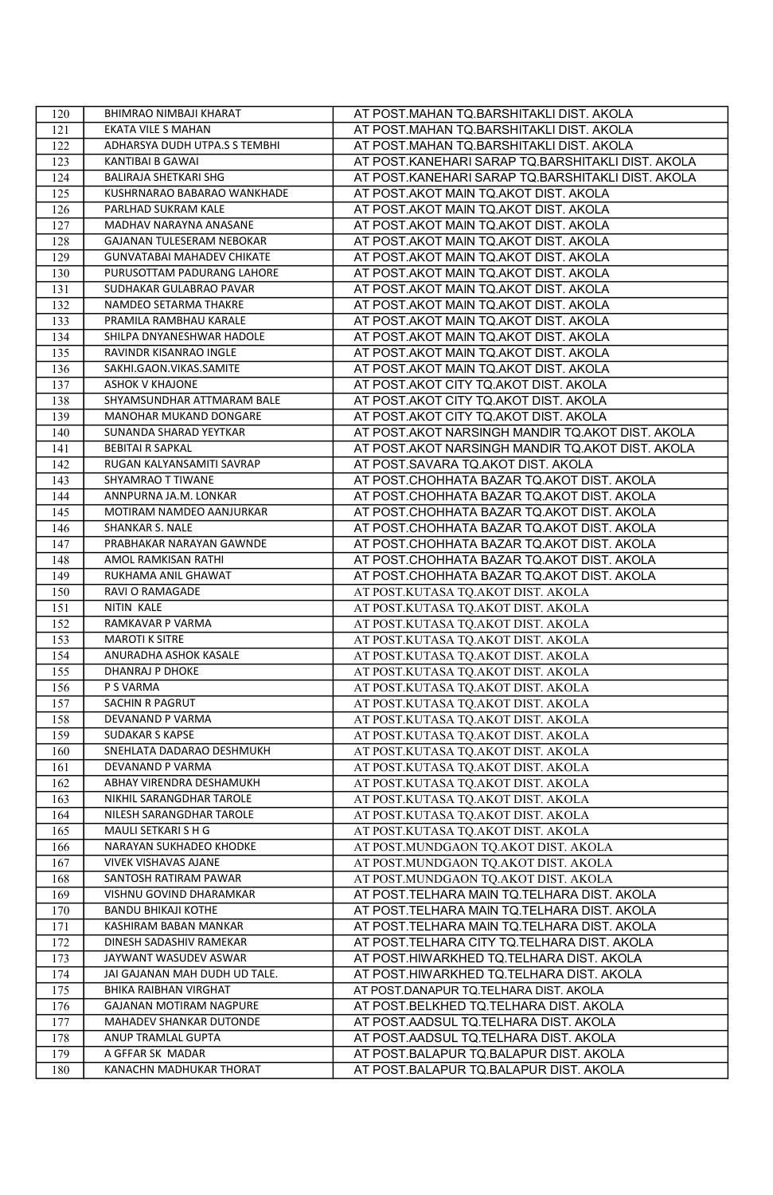| | | |
|---|---|---|
| 120 | BHIMRAO NIMBAJI KHARAT | AT POST.MAHAN TQ.BARSHITAKLI DIST. AKOLA |
| 121 | EKATA VILE S MAHAN | AT POST.MAHAN TQ.BARSHITAKLI DIST. AKOLA |
| 122 | ADHARSYA DUDH UTPA.S S TEMBHI | AT POST.MAHAN TQ.BARSHITAKLI DIST. AKOLA |
| 123 | KANTIBAI B GAWAI | AT POST.KANEHARI SARAP TQ.BARSHITAKLI DIST. AKOLA |
| 124 | BALIRAJA SHETKARI SHG | AT POST.KANEHARI SARAP TQ.BARSHITAKLI DIST. AKOLA |
| 125 | KUSHRNARAO BABARAO WANKHADE | AT POST.AKOT MAIN TQ.AKOT DIST. AKOLA |
| 126 | PARLHAD SUKRAM KALE | AT POST.AKOT MAIN TQ.AKOT DIST. AKOLA |
| 127 | MADHAV NARAYNA ANASANE | AT POST.AKOT MAIN TQ.AKOT DIST. AKOLA |
| 128 | GAJANAN TULESERAM NEBOKAR | AT POST.AKOT MAIN TQ.AKOT DIST. AKOLA |
| 129 | GUNVATABAI MAHADEV CHIKATE | AT POST.AKOT MAIN TQ.AKOT DIST. AKOLA |
| 130 | PURUSOTTAM PADURANG LAHORE | AT POST.AKOT MAIN TQ.AKOT DIST. AKOLA |
| 131 | SUDHAKAR GULABRAO PAVAR | AT POST.AKOT MAIN TQ.AKOT DIST. AKOLA |
| 132 | NAMDEO SETARMA THAKRE | AT POST.AKOT MAIN TQ.AKOT DIST. AKOLA |
| 133 | PRAMILA RAMBHAU KARALE | AT POST.AKOT MAIN TQ.AKOT DIST. AKOLA |
| 134 | SHILPA DNYANESHWAR HADOLE | AT POST.AKOT MAIN TQ.AKOT DIST. AKOLA |
| 135 | RAVINDR KISANRAO INGLE | AT POST.AKOT MAIN TQ.AKOT DIST. AKOLA |
| 136 | SAKHI.GAON.VIKAS.SAMITE | AT POST.AKOT MAIN TQ.AKOT DIST. AKOLA |
| 137 | ASHOK V KHAJONE | AT POST.AKOT CITY TQ.AKOT DIST. AKOLA |
| 138 | SHYAMSUNDHAR ATTMARAM BALE | AT POST.AKOT CITY TQ.AKOT DIST. AKOLA |
| 139 | MANOHAR MUKAND DONGARE | AT POST.AKOT CITY TQ.AKOT DIST. AKOLA |
| 140 | SUNANDA SHARAD YEYTKAR | AT POST.AKOT NARSINGH MANDIR TQ.AKOT DIST. AKOLA |
| 141 | BEBITAI R SAPKAL | AT POST.AKOT NARSINGH MANDIR TQ.AKOT DIST. AKOLA |
| 142 | RUGAN KALYANSAMITI SAVRAP | AT POST.SAVARA TQ.AKOT DIST. AKOLA |
| 143 | SHYAMRAO T TIWANE | AT POST.CHOHHATA BAZAR TQ.AKOT DIST. AKOLA |
| 144 | ANNPURNA JA.M. LONKAR | AT POST.CHOHHATA BAZAR TQ.AKOT DIST. AKOLA |
| 145 | MOTIRAM NAMDEO AANJURKAR | AT POST.CHOHHATA BAZAR TQ.AKOT DIST. AKOLA |
| 146 | SHANKAR S. NALE | AT POST.CHOHHATA BAZAR TQ.AKOT DIST. AKOLA |
| 147 | PRABHAKAR NARAYAN GAWNDE | AT POST.CHOHHATA BAZAR TQ.AKOT DIST. AKOLA |
| 148 | AMOL RAMKISAN RATHI | AT POST.CHOHHATA BAZAR TQ.AKOT DIST. AKOLA |
| 149 | RUKHAMA ANIL GHAWAT | AT POST.CHOHHATA BAZAR TQ.AKOT DIST. AKOLA |
| 150 | RAVI O RAMAGADE | AT POST.KUTASA TQ.AKOT DIST. AKOLA |
| 151 | NITIN KALE | AT POST.KUTASA TQ.AKOT DIST. AKOLA |
| 152 | RAMKAVAR P VARMA | AT POST.KUTASA TQ.AKOT DIST. AKOLA |
| 153 | MAROTI K SITRE | AT POST.KUTASA TQ.AKOT DIST. AKOLA |
| 154 | ANURADHA ASHOK KASALE | AT POST.KUTASA TQ.AKOT DIST. AKOLA |
| 155 | DHANRAJ P DHOKE | AT POST.KUTASA TQ.AKOT DIST. AKOLA |
| 156 | P S VARMA | AT POST.KUTASA TQ.AKOT DIST. AKOLA |
| 157 | SACHIN R PAGRUT | AT POST.KUTASA TQ.AKOT DIST. AKOLA |
| 158 | DEVANAND P VARMA | AT POST.KUTASA TQ.AKOT DIST. AKOLA |
| 159 | SUDAKAR S KAPSE | AT POST.KUTASA TQ.AKOT DIST. AKOLA |
| 160 | SNEHLATA DADARAO DESHMUKH | AT POST.KUTASA TQ.AKOT DIST. AKOLA |
| 161 | DEVANAND P VARMA | AT POST.KUTASA TQ.AKOT DIST. AKOLA |
| 162 | ABHAY VIRENDRA DESHAMUKH | AT POST.KUTASA TQ.AKOT DIST. AKOLA |
| 163 | NIKHIL SARANGDHAR TAROLE | AT POST.KUTASA TQ.AKOT DIST. AKOLA |
| 164 | NILESH SARANGDHAR TAROLE | AT POST.KUTASA TQ.AKOT DIST. AKOLA |
| 165 | MAULI SETKARI S H G | AT POST.KUTASA TQ.AKOT DIST. AKOLA |
| 166 | NARAYAN SUKHADEO KHODKE | AT POST.MUNDGAON TQ.AKOT DIST. AKOLA |
| 167 | VIVEK VISHAVAS AJANE | AT POST.MUNDGAON TQ.AKOT DIST. AKOLA |
| 168 | SANTOSH RATIRAM PAWAR | AT POST.MUNDGAON TQ.AKOT DIST. AKOLA |
| 169 | VISHNU GOVIND DHARAMKAR | AT POST.TELHARA MAIN TQ.TELHARA DIST. AKOLA |
| 170 | BANDU BHIKAJI KOTHE | AT POST.TELHARA MAIN TQ.TELHARA DIST. AKOLA |
| 171 | KASHIRAM BABAN MANKAR | AT POST.TELHARA MAIN TQ.TELHARA DIST. AKOLA |
| 172 | DINESH SADASHIV RAMEKAR | AT POST.TELHARA CITY TQ.TELHARA DIST. AKOLA |
| 173 | JAYWANT WASUDEV ASWAR | AT POST.HIWARKHED TQ.TELHARA DIST. AKOLA |
| 174 | JAI GAJANAN MAH DUDH UD TALE. | AT POST.HIWARKHED TQ.TELHARA DIST. AKOLA |
| 175 | BHIKA RAIBHAN VIRGHAT | AT POST.DANAPUR TQ.TELHARA DIST. AKOLA |
| 176 | GAJANAN MOTIRAM NAGPURE | AT POST.BELKHED TQ.TELHARA DIST. AKOLA |
| 177 | MAHADEV SHANKAR DUTONDE | AT POST.AADSUL TQ.TELHARA DIST. AKOLA |
| 178 | ANUP TRAMLAL GUPTA | AT POST.AADSUL TQ.TELHARA DIST. AKOLA |
| 179 | A GFFAR SK MADAR | AT POST.BALAPUR TQ.BALAPUR DIST. AKOLA |
| 180 | KANACHN MADHUKAR THORAT | AT POST.BALAPUR TQ.BALAPUR DIST. AKOLA |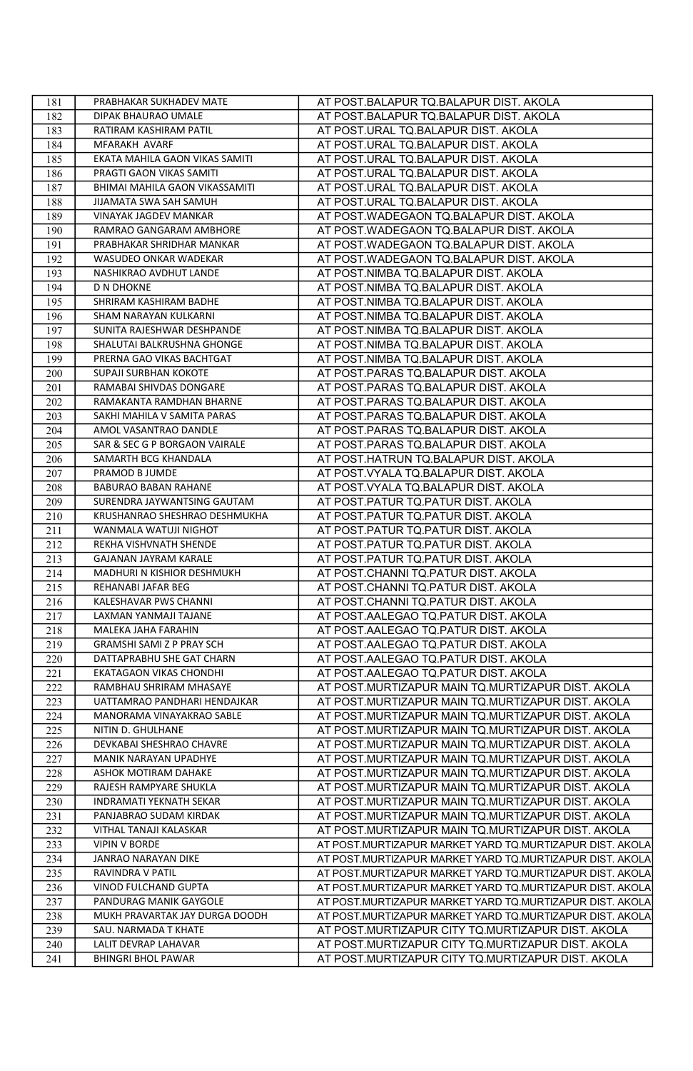| 181 | PRABHAKAR SUKHADEV MATE | AT POST.BALAPUR TQ.BALAPUR DIST. AKOLA |
|---|---|---|
| 182 | DIPAK BHAURAO UMALE | AT POST.BALAPUR TQ.BALAPUR DIST. AKOLA |
| 183 | RATIRAM KASHIRAM PATIL | AT POST.URAL TQ.BALAPUR DIST. AKOLA |
| 184 | MFARAKH AVARF | AT POST.URAL TQ.BALAPUR DIST. AKOLA |
| 185 | EKATA MAHILA GAON VIKAS SAMITI | AT POST.URAL TQ.BALAPUR DIST. AKOLA |
| 186 | PRAGTI GAON VIKAS SAMITI | AT POST.URAL TQ.BALAPUR DIST. AKOLA |
| 187 | BHIMAI MAHILA GAON VIKASSAMITI | AT POST.URAL TQ.BALAPUR DIST. AKOLA |
| 188 | JIJAMATA SWA SAH SAMUH | AT POST.URAL TQ.BALAPUR DIST. AKOLA |
| 189 | VINAYAK JAGDEV MANKAR | AT POST.WADEGAON TQ.BALAPUR DIST. AKOLA |
| 190 | RAMRAO GANGARAM AMBHORE | AT POST.WADEGAON TQ.BALAPUR DIST. AKOLA |
| 191 | PRABHAKAR SHRIDHAR MANKAR | AT POST.WADEGAON TQ.BALAPUR DIST. AKOLA |
| 192 | WASUDEO ONKAR WADEKAR | AT POST.WADEGAON TQ.BALAPUR DIST. AKOLA |
| 193 | NASHIKRAO AVDHUT LANDE | AT POST.NIMBA TQ.BALAPUR DIST. AKOLA |
| 194 | D N DHOKNE | AT POST.NIMBA TQ.BALAPUR DIST. AKOLA |
| 195 | SHRIRAM KASHIRAM BADHE | AT POST.NIMBA TQ.BALAPUR DIST. AKOLA |
| 196 | SHAM NARAYAN KULKARNI | AT POST.NIMBA TQ.BALAPUR DIST. AKOLA |
| 197 | SUNITA RAJESHWAR DESHPANDE | AT POST.NIMBA TQ.BALAPUR DIST. AKOLA |
| 198 | SHALUTAI BALKRUSHNA GHONGE | AT POST.NIMBA TQ.BALAPUR DIST. AKOLA |
| 199 | PRERNA GAO VIKAS BACHTGAT | AT POST.NIMBA TQ.BALAPUR DIST. AKOLA |
| 200 | SUPAJI SURBHAN KOKOTE | AT POST.PARAS TQ.BALAPUR DIST. AKOLA |
| 201 | RAMABAI SHIVDAS DONGARE | AT POST.PARAS TQ.BALAPUR DIST. AKOLA |
| 202 | RAMAKANTA RAMDHAN BHARNE | AT POST.PARAS TQ.BALAPUR DIST. AKOLA |
| 203 | SAKHI MAHILA V SAMITA PARAS | AT POST.PARAS TQ.BALAPUR DIST. AKOLA |
| 204 | AMOL VASANTRAO DANDLE | AT POST.PARAS TQ.BALAPUR DIST. AKOLA |
| 205 | SAR & SEC G P BORGAON VAIRALE | AT POST.PARAS TQ.BALAPUR DIST. AKOLA |
| 206 | SAMARTH BCG KHANDALA | AT POST.HATRUN TQ.BALAPUR DIST. AKOLA |
| 207 | PRAMOD B JUMDE | AT POST.VYALA TQ.BALAPUR DIST. AKOLA |
| 208 | BABURAO BABAN RAHANE | AT POST.VYALA TQ.BALAPUR DIST. AKOLA |
| 209 | SURENDRA JAYWANTSING GAUTAM | AT POST.PATUR TQ.PATUR DIST. AKOLA |
| 210 | KRUSHANRAO SHESHRAO DESHMUKHA | AT POST.PATUR TQ.PATUR DIST. AKOLA |
| 211 | WANMALA WATUJI NIGHOT | AT POST.PATUR TQ.PATUR DIST. AKOLA |
| 212 | REKHA VISHVNATH SHENDE | AT POST.PATUR TQ.PATUR DIST. AKOLA |
| 213 | GAJANAN JAYRAM KARALE | AT POST.PATUR TQ.PATUR DIST. AKOLA |
| 214 | MADHURI N KISHIOR DESHMUKH | AT POST.CHANNI TQ.PATUR DIST. AKOLA |
| 215 | REHANABI JAFAR BEG | AT POST.CHANNI TQ.PATUR DIST. AKOLA |
| 216 | KALESHAVAR PWS CHANNI | AT POST.CHANNI TQ.PATUR DIST. AKOLA |
| 217 | LAXMAN YANMAJI TAJANE | AT POST.AALEGAO TQ.PATUR DIST. AKOLA |
| 218 | MALEKA JAHA FARAHIN | AT POST.AALEGAO TQ.PATUR DIST. AKOLA |
| 219 | GRAMSHI SAMI Z P PRAY SCH | AT POST.AALEGAO TQ.PATUR DIST. AKOLA |
| 220 | DATTAPRABHU SHE GAT CHARN | AT POST.AALEGAO TQ.PATUR DIST. AKOLA |
| 221 | EKATAGAON VIKAS CHONDHI | AT POST.AALEGAO TQ.PATUR DIST. AKOLA |
| 222 | RAMBHAU SHRIRAM MHASAYE | AT POST.MURTIZAPUR MAIN TQ.MURTIZAPUR DIST. AKOLA |
| 223 | UATTAMRAO PANDHARI HENDAJKAR | AT POST.MURTIZAPUR MAIN TQ.MURTIZAPUR DIST. AKOLA |
| 224 | MANORAMA VINAYAKRAO SABLE | AT POST.MURTIZAPUR MAIN TQ.MURTIZAPUR DIST. AKOLA |
| 225 | NITIN D. GHULHANE | AT POST.MURTIZAPUR MAIN TQ.MURTIZAPUR DIST. AKOLA |
| 226 | DEVKABAI SHESHRAO CHAVRE | AT POST.MURTIZAPUR MAIN TQ.MURTIZAPUR DIST. AKOLA |
| 227 | MANIK NARAYAN UPADHYE | AT POST.MURTIZAPUR MAIN TQ.MURTIZAPUR DIST. AKOLA |
| 228 | ASHOK MOTIRAM DAHAKE | AT POST.MURTIZAPUR MAIN TQ.MURTIZAPUR DIST. AKOLA |
| 229 | RAJESH RAMPYARE SHUKLA | AT POST.MURTIZAPUR MAIN TQ.MURTIZAPUR DIST. AKOLA |
| 230 | INDRAMATI YEKNATH SEKAR | AT POST.MURTIZAPUR MAIN TQ.MURTIZAPUR DIST. AKOLA |
| 231 | PANJABRAO SUDAM KIRDAK | AT POST.MURTIZAPUR MAIN TQ.MURTIZAPUR DIST. AKOLA |
| 232 | VITHAL TANAJI KALASKAR | AT POST.MURTIZAPUR MAIN TQ.MURTIZAPUR DIST. AKOLA |
| 233 | VIPIN V BORDE | AT POST.MURTIZAPUR MARKET YARD TQ.MURTIZAPUR DIST. AKOLA |
| 234 | JANRAO NARAYAN DIKE | AT POST.MURTIZAPUR MARKET YARD TQ.MURTIZAPUR DIST. AKOLA |
| 235 | RAVINDRA V PATIL | AT POST.MURTIZAPUR MARKET YARD TQ.MURTIZAPUR DIST. AKOLA |
| 236 | VINOD FULCHAND GUPTA | AT POST.MURTIZAPUR MARKET YARD TQ.MURTIZAPUR DIST. AKOLA |
| 237 | PANDURAG MANIK GAYGOLE | AT POST.MURTIZAPUR MARKET YARD TQ.MURTIZAPUR DIST. AKOLA |
| 238 | MUKH PRAVARTAK JAY DURGA DOODH | AT POST.MURTIZAPUR MARKET YARD TQ.MURTIZAPUR DIST. AKOLA |
| 239 | SAU. NARMADA T KHATE | AT POST.MURTIZAPUR CITY TQ.MURTIZAPUR DIST. AKOLA |
| 240 | LALIT DEVRAP LAHAVAR | AT POST.MURTIZAPUR CITY TQ.MURTIZAPUR DIST. AKOLA |
| 241 | BHINGRI BHOL PAWAR | AT POST.MURTIZAPUR CITY TQ.MURTIZAPUR DIST. AKOLA |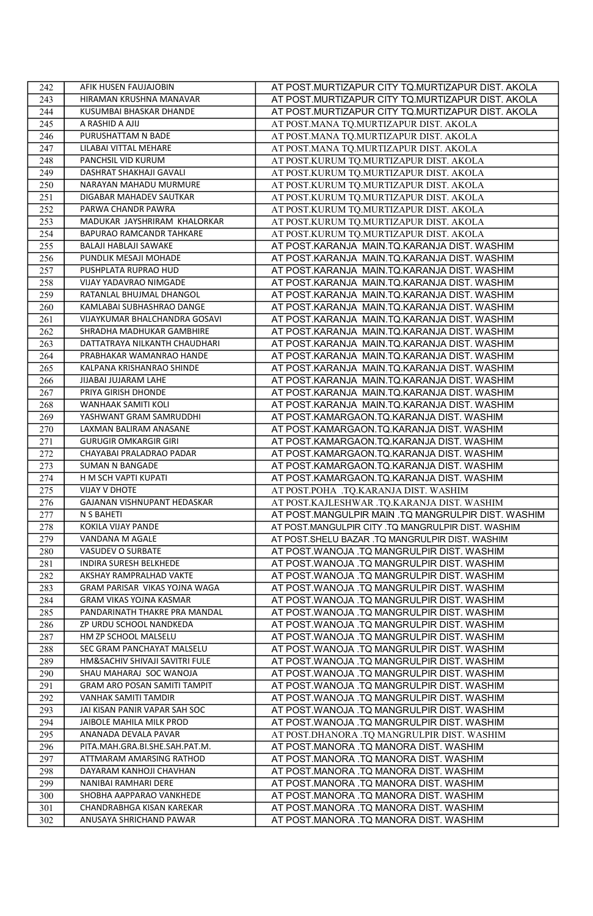| | | |
|---|---|---|
| 242 | AFIK HUSEN FAUJAJOBIN | AT POST.MURTIZAPUR CITY TQ.MURTIZAPUR DIST. AKOLA |
| 243 | HIRAMAN KRUSHNA MANAVAR | AT POST.MURTIZAPUR CITY TQ.MURTIZAPUR DIST. AKOLA |
| 244 | KUSUMBAI BHASKAR DHANDE | AT POST.MURTIZAPUR CITY TQ.MURTIZAPUR DIST. AKOLA |
| 245 | A RASHID A AJIJ | AT POST.MANA TQ.MURTIZAPUR DIST. AKOLA |
| 246 | PURUSHATTAM N BADE | AT POST.MANA TQ.MURTIZAPUR DIST. AKOLA |
| 247 | LILABAI VITTAL MEHARE | AT POST.MANA TQ.MURTIZAPUR DIST. AKOLA |
| 248 | PANCHSIL VID KURUM | AT POST.KURUM TQ.MURTIZAPUR DIST. AKOLA |
| 249 | DASHRAT SHAKHAJI GAVALI | AT POST.KURUM TQ.MURTIZAPUR DIST. AKOLA |
| 250 | NARAYAN MAHADU MURMURE | AT POST.KURUM TQ.MURTIZAPUR DIST. AKOLA |
| 251 | DIGABAR MAHADEV SAUTKAR | AT POST.KURUM TQ.MURTIZAPUR DIST. AKOLA |
| 252 | PARWA CHANDR PAWRA | AT POST.KURUM TQ.MURTIZAPUR DIST. AKOLA |
| 253 | MADUKAR JAYSHRIRAM KHALORKAR | AT POST.KURUM TQ.MURTIZAPUR DIST. AKOLA |
| 254 | BAPURAO RAMCANDR TAHKARE | AT POST.KURUM TQ.MURTIZAPUR DIST. AKOLA |
| 255 | BALAJI HABLAJI SAWAKE | AT POST.KARANJA MAIN.TQ.KARANJA DIST. WASHIM |
| 256 | PUNDLIK MESAJI MOHADE | AT POST.KARANJA MAIN.TQ.KARANJA DIST. WASHIM |
| 257 | PUSHPLATA RUPRAO HUD | AT POST.KARANJA MAIN.TQ.KARANJA DIST. WASHIM |
| 258 | VIJAY YADAVRAO NIMGADE | AT POST.KARANJA MAIN.TQ.KARANJA DIST. WASHIM |
| 259 | RATANLAL BHUJMAL DHANGOL | AT POST.KARANJA MAIN.TQ.KARANJA DIST. WASHIM |
| 260 | KAMLABAI SUBHASHRAO DANGE | AT POST.KARANJA MAIN.TQ.KARANJA DIST. WASHIM |
| 261 | VIJAYKUMAR BHALCHANDRA GOSAVI | AT POST.KARANJA MAIN.TQ.KARANJA DIST. WASHIM |
| 262 | SHRADHA MADHUKAR GAMBHIRE | AT POST.KARANJA MAIN.TQ.KARANJA DIST. WASHIM |
| 263 | DATTATRAYA NILKANTH CHAUDHARI | AT POST.KARANJA MAIN.TQ.KARANJA DIST. WASHIM |
| 264 | PRABHAKAR WAMANRAO HANDE | AT POST.KARANJA MAIN.TQ.KARANJA DIST. WASHIM |
| 265 | KALPANA KRISHANRAO SHINDE | AT POST.KARANJA MAIN.TQ.KARANJA DIST. WASHIM |
| 266 | JIJABAI JUJARAM LAHE | AT POST.KARANJA MAIN.TQ.KARANJA DIST. WASHIM |
| 267 | PRIYA GIRISH DHONDE | AT POST.KARANJA MAIN.TQ.KARANJA DIST. WASHIM |
| 268 | WANHAAK SAMITI KOLI | AT POST.KARANJA MAIN.TQ.KARANJA DIST. WASHIM |
| 269 | YASHWANT GRAM SAMRUDDHI | AT POST.KAMARGAON.TQ.KARANJA DIST. WASHIM |
| 270 | LAXMAN BALIRAM ANASANE | AT POST.KAMARGAON.TQ.KARANJA DIST. WASHIM |
| 271 | GURUGIR OMKARGIR GIRI | AT POST.KAMARGAON.TQ.KARANJA DIST. WASHIM |
| 272 | CHAYABAI PRALADRAO PADAR | AT POST.KAMARGAON.TQ.KARANJA DIST. WASHIM |
| 273 | SUMAN N BANGADE | AT POST.KAMARGAON.TQ.KARANJA DIST. WASHIM |
| 274 | H M SCH VAPTI KUPATI | AT POST.KAMARGAON.TQ.KARANJA DIST. WASHIM |
| 275 | VIJAY V DHOTE | AT POST.POHA .TQ.KARANJA DIST. WASHIM |
| 276 | GAJANAN VISHNUPANT HEDASKAR | AT POST.KAJLESHWAR .TQ.KARANJA DIST. WASHIM |
| 277 | N S BAHETI | AT POST.MANGULPIR MAIN .TQ MANGRULPIR DIST. WASHIM |
| 278 | KOKILA VIJAY PANDE | AT POST.MANGULPIR CITY .TQ MANGRULPIR DIST. WASHIM |
| 279 | VANDANA M AGALE | AT POST.SHELU BAZAR .TQ MANGRULPIR DIST. WASHIM |
| 280 | VASUDEV O SURBATE | AT POST.WANOJA .TQ MANGRULPIR DIST. WASHIM |
| 281 | INDIRA SURESH BELKHEDE | AT POST.WANOJA .TQ MANGRULPIR DIST. WASHIM |
| 282 | AKSHAY RAMPRALHAD VAKTE | AT POST.WANOJA .TQ MANGRULPIR DIST. WASHIM |
| 283 | GRAM PARISAR VIKAS YOJNA WAGA | AT POST.WANOJA .TQ MANGRULPIR DIST. WASHIM |
| 284 | GRAM VIKAS YOJNA KASMAR | AT POST.WANOJA .TQ MANGRULPIR DIST. WASHIM |
| 285 | PANDARINATH THAKRE PRA MANDAL | AT POST.WANOJA .TQ MANGRULPIR DIST. WASHIM |
| 286 | ZP URDU SCHOOL NANDKEDA | AT POST.WANOJA .TQ MANGRULPIR DIST. WASHIM |
| 287 | HM ZP SCHOOL MALSELU | AT POST.WANOJA .TQ MANGRULPIR DIST. WASHIM |
| 288 | SEC GRAM PANCHAYAT MALSELU | AT POST.WANOJA .TQ MANGRULPIR DIST. WASHIM |
| 289 | HM&SACHIV SHIVAJI SAVITRI FULE | AT POST.WANOJA .TQ MANGRULPIR DIST. WASHIM |
| 290 | SHAU MAHARAJ SOC WANOJA | AT POST.WANOJA .TQ MANGRULPIR DIST. WASHIM |
| 291 | GRAM ARO POSAN SAMITI TAMPIT | AT POST.WANOJA .TQ MANGRULPIR DIST. WASHIM |
| 292 | VANHAK SAMITI TAMDIR | AT POST.WANOJA .TQ MANGRULPIR DIST. WASHIM |
| 293 | JAI KISAN PANIR VAPAR SAH SOC | AT POST.WANOJA .TQ MANGRULPIR DIST. WASHIM |
| 294 | JAIBOLE MAHILA MILK PROD | AT POST.WANOJA .TQ MANGRULPIR DIST. WASHIM |
| 295 | ANANADA DEVALA PAVAR | AT POST.DHANORA .TQ MANGRULPIR DIST. WASHIM |
| 296 | PITA.MAH.GRA.BI.SHE.SAH.PAT.M. | AT POST.MANORA .TQ MANORA DIST. WASHIM |
| 297 | ATTMARAM AMARSING RATHOD | AT POST.MANORA .TQ MANORA DIST. WASHIM |
| 298 | DAYARAM KANHOJI CHAVHAN | AT POST.MANORA .TQ MANORA DIST. WASHIM |
| 299 | NANIBAI RAMHARI DERE | AT POST.MANORA .TQ MANORA DIST. WASHIM |
| 300 | SHOBHA AAPPARAO VANKHEDE | AT POST.MANORA .TQ MANORA DIST. WASHIM |
| 301 | CHANDRABHGA KISAN KAREKAR | AT POST.MANORA .TQ MANORA DIST. WASHIM |
| 302 | ANUSAYA SHRICHAND PAWAR | AT POST.MANORA .TQ MANORA DIST. WASHIM |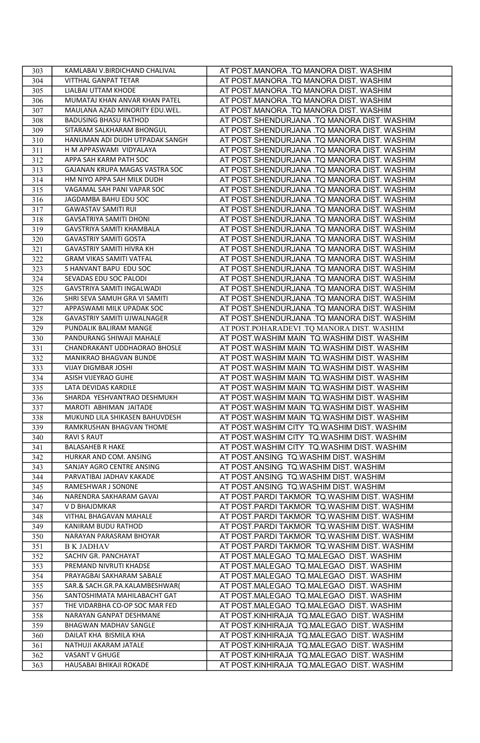| 303 | KAMLABAI V.BIRDICHAND CHALIVAL | AT POST.MANORA .TQ MANORA DIST. WASHIM |
|---|---|---|
| 304 | VITTHAL GANPAT TETAR | AT POST.MANORA .TQ MANORA DIST. WASHIM |
| 305 | LIALBAI UTTAM KHODE | AT POST.MANORA .TQ MANORA DIST. WASHIM |
| 306 | MUMATAJ KHAN ANVAR KHAN PATEL | AT POST.MANORA .TQ MANORA DIST. WASHIM |
| 307 | MAULANA AZAD MINORITY EDU.WEL. | AT POST.MANORA .TQ MANORA DIST. WASHIM |
| 308 | BADUSING BHASU RATHOD | AT POST.SHENDURJANA .TQ MANORA DIST. WASHIM |
| 309 | SITARAM SALKHARAM BHONGUL | AT POST.SHENDURJANA .TQ MANORA DIST. WASHIM |
| 310 | HANUMAN ADI DUDH UTPADAK SANGH | AT POST.SHENDURJANA .TQ MANORA DIST. WASHIM |
| 311 | H M APPASWAMI VIDYALAYA | AT POST.SHENDURJANA .TQ MANORA DIST. WASHIM |
| 312 | APPA SAH KARM PATH SOC | AT POST.SHENDURJANA .TQ MANORA DIST. WASHIM |
| 313 | GAJANAN KRUPA MAGAS VASTRA SOC | AT POST.SHENDURJANA .TQ MANORA DIST. WASHIM |
| 314 | HM NIYO APPA SAH MILK DUDH | AT POST.SHENDURJANA .TQ MANORA DIST. WASHIM |
| 315 | VAGAMAL SAH PANI VAPAR SOC | AT POST.SHENDURJANA .TQ MANORA DIST. WASHIM |
| 316 | JAGDAMBA BAHU EDU SOC | AT POST.SHENDURJANA .TQ MANORA DIST. WASHIM |
| 317 | GAWASTAV SAMITI RUI | AT POST.SHENDURJANA .TQ MANORA DIST. WASHIM |
| 318 | GAVSATRIYA SAMITI DHONI | AT POST.SHENDURJANA .TQ MANORA DIST. WASHIM |
| 319 | GAVSTRIYA SAMITI KHAMBALA | AT POST.SHENDURJANA .TQ MANORA DIST. WASHIM |
| 320 | GAVASTRIY SAMITI GOSTA | AT POST.SHENDURJANA .TQ MANORA DIST. WASHIM |
| 321 | GAVASTRIY SAMITI HIVRA KH | AT POST.SHENDURJANA .TQ MANORA DIST. WASHIM |
| 322 | GRAM VIKAS SAMITI VATFAL | AT POST.SHENDURJANA .TQ MANORA DIST. WASHIM |
| 323 | S HANVANT BAPU EDU SOC | AT POST.SHENDURJANA .TQ MANORA DIST. WASHIM |
| 324 | SEVADAS EDU SOC PALODI | AT POST.SHENDURJANA .TQ MANORA DIST. WASHIM |
| 325 | GAVSTRIYA SAMITI INGALWADI | AT POST.SHENDURJANA .TQ MANORA DIST. WASHIM |
| 326 | SHRI SEVA SAMUH GRA VI SAMITI | AT POST.SHENDURJANA .TQ MANORA DIST. WASHIM |
| 327 | APPASWAMI MILK UPADAK SOC | AT POST.SHENDURJANA .TQ MANORA DIST. WASHIM |
| 328 | GAVASTRIY SAMITI UJWALNAGER | AT POST.SHENDURJANA .TQ MANORA DIST. WASHIM |
| 329 | PUNDALIK BALIRAM MANGE | AT POST.POHARADEVI .TQ MANORA DIST. WASHIM |
| 330 | PANDURANG SHIWAJI MAHALE | AT POST.WASHIM MAIN TQ.WASHIM DIST. WASHIM |
| 331 | CHANDRAKANT UDDHAORAO BHOSLE | AT POST.WASHIM MAIN TQ.WASHIM DIST. WASHIM |
| 332 | MANIKRAO BHAGVAN BUNDE | AT POST.WASHIM MAIN TQ.WASHIM DIST. WASHIM |
| 333 | VIJAY DIGMBAR JOSHI | AT POST.WASHIM MAIN TQ.WASHIM DIST. WASHIM |
| 334 | ASISH VIJEYRAO GUHE | AT POST.WASHIM MAIN TQ.WASHIM DIST. WASHIM |
| 335 | LATA DEVIDAS KARDILE | AT POST.WASHIM MAIN TQ.WASHIM DIST. WASHIM |
| 336 | SHARDA YESHVANTRAO DESHMUKH | AT POST.WASHIM MAIN TQ.WASHIM DIST. WASHIM |
| 337 | MAROTI ABHIMAN JAITADE | AT POST.WASHIM MAIN TQ.WASHIM DIST. WASHIM |
| 338 | MUKUND LILA SHIKASEN BAHUVDESH | AT POST.WASHIM MAIN TQ.WASHIM DIST. WASHIM |
| 339 | RAMKRUSHAN BHAGVAN THOME | AT POST.WASHIM CITY TQ.WASHIM DIST. WASHIM |
| 340 | RAVI S RAUT | AT POST.WASHIM CITY TQ.WASHIM DIST. WASHIM |
| 341 | BALASAHEB R HAKE | AT POST.WASHIM CITY TQ.WASHIM DIST. WASHIM |
| 342 | HURKAR AND COM. ANSING | AT POST.ANSING TQ.WASHIM DIST. WASHIM |
| 343 | SANJAY AGRO CENTRE ANSING | AT POST.ANSING TQ.WASHIM DIST. WASHIM |
| 344 | PARVATIBAI JADHAV KAKADE | AT POST.ANSING TQ.WASHIM DIST. WASHIM |
| 345 | RAMESHWAR J SON0NE | AT POST.ANSING TQ.WASHIM DIST. WASHIM |
| 346 | NARENDRA SAKHARAM GAVAI | AT POST.PARDI TAKMOR TQ.WASHIM DIST. WASHIM |
| 347 | V D BHAJDMKAR | AT POST.PARDI TAKMOR TQ.WASHIM DIST. WASHIM |
| 348 | VITHAL BHAGAVAN MAHALE | AT POST.PARDI TAKMOR TQ.WASHIM DIST. WASHIM |
| 349 | KANIRAM BUDU RATHOD | AT POST.PARDI TAKMOR TQ.WASHIM DIST. WASHIM |
| 350 | NARAYAN PARASRAM BHOYAR | AT POST.PARDI TAKMOR TQ.WASHIM DIST. WASHIM |
| 351 | B K JADHAV | AT POST.PARDI TAKMOR TQ.WASHIM DIST. WASHIM |
| 352 | SACHIV GR. PANCHAYAT | AT POST.MALEGAO TQ.MALEGAO DIST. WASHIM |
| 353 | PREMAND NIVRUTI KHADSE | AT POST.MALEGAO TQ.MALEGAO DIST. WASHIM |
| 354 | PRAYAGBAI SAKHARAM SABALE | AT POST.MALEGAO TQ.MALEGAO DIST. WASHIM |
| 355 | SAR.& SACH.GR.PA.KALAMBESHWAR( | AT POST.MALEGAO TQ.MALEGAO DIST. WASHIM |
| 356 | SANTOSHIMATA MAHILABACHT GAT | AT POST.MALEGAO TQ.MALEGAO DIST. WASHIM |
| 357 | THE VIDARBHA CO-OP SOC MAR FED | AT POST.MALEGAO TQ.MALEGAO DIST. WASHIM |
| 358 | NARAYAN GANPAT DESHMANE | AT POST.KINHIRAJA TQ.MALEGAO DIST. WASHIM |
| 359 | BHAGWAN MADHAV SANGLE | AT POST.KINHIRAJA TQ.MALEGAO DIST. WASHIM |
| 360 | DAILAT KHA BISMILA KHA | AT POST.KINHIRAJA TQ.MALEGAO DIST. WASHIM |
| 361 | NATHUJI AKARAM JATALE | AT POST.KINHIRAJA TQ.MALEGAO DIST. WASHIM |
| 362 | VASANT V GHUGE | AT POST.KINHIRAJA TQ.MALEGAO DIST. WASHIM |
| 363 | HAUSABAI BHIKAJI ROKADE | AT POST.KINHIRAJA TQ.MALEGAO DIST. WASHIM |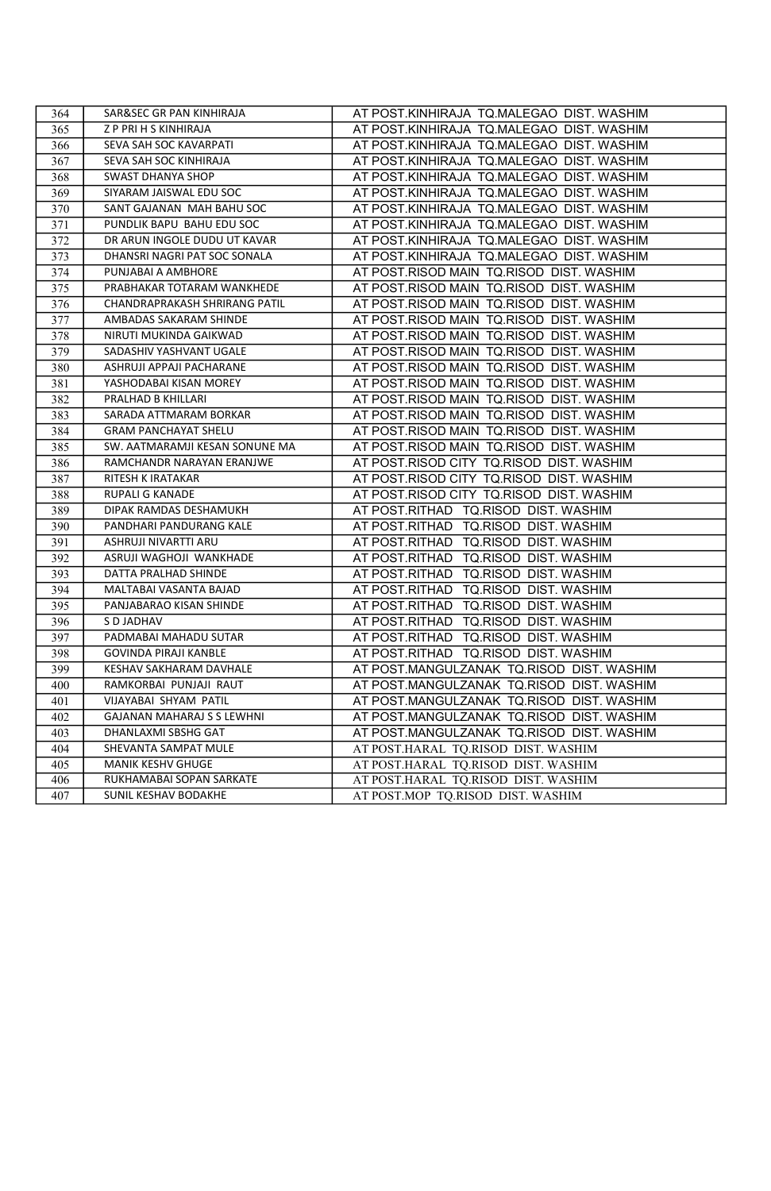| | | |
|---|---|---|
| 364 | SAR&SEC GR PAN KINHIRAJA | AT POST.KINHIRAJA TQ.MALEGAO DIST. WASHIM |
| 365 | Z P PRI H S KINHIRAJA | AT POST.KINHIRAJA TQ.MALEGAO DIST. WASHIM |
| 366 | SEVA SAH SOC KAVARPATI | AT POST.KINHIRAJA TQ.MALEGAO DIST. WASHIM |
| 367 | SEVA SAH SOC KINHIRAJA | AT POST.KINHIRAJA TQ.MALEGAO DIST. WASHIM |
| 368 | SWAST DHANYA SHOP | AT POST.KINHIRAJA TQ.MALEGAO DIST. WASHIM |
| 369 | SIYARAM JAISWAL EDU SOC | AT POST.KINHIRAJA TQ.MALEGAO DIST. WASHIM |
| 370 | SANT GAJANAN MAH BAHU SOC | AT POST.KINHIRAJA TQ.MALEGAO DIST. WASHIM |
| 371 | PUNDLIK BAPU BAHU EDU SOC | AT POST.KINHIRAJA TQ.MALEGAO DIST. WASHIM |
| 372 | DR ARUN INGOLE DUDU UT KAVAR | AT POST.KINHIRAJA TQ.MALEGAO DIST. WASHIM |
| 373 | DHANSRI NAGRI PAT SOC SONALA | AT POST.KINHIRAJA TQ.MALEGAO DIST. WASHIM |
| 374 | PUNJABAI A AMBHORE | AT POST.RISOD MAIN TQ.RISOD DIST. WASHIM |
| 375 | PRABHAKAR TOTARAM WANKHEDE | AT POST.RISOD MAIN TQ.RISOD DIST. WASHIM |
| 376 | CHANDRAPRAKASH SHRIRANG PATIL | AT POST.RISOD MAIN TQ.RISOD DIST. WASHIM |
| 377 | AMBADAS SAKARAM SHINDE | AT POST.RISOD MAIN TQ.RISOD DIST. WASHIM |
| 378 | NIRUTI MUKINDA GAIKWAD | AT POST.RISOD MAIN TQ.RISOD DIST. WASHIM |
| 379 | SADASHIV YASHVANT UGALE | AT POST.RISOD MAIN TQ.RISOD DIST. WASHIM |
| 380 | ASHRUJI APPAJI PACHARANE | AT POST.RISOD MAIN TQ.RISOD DIST. WASHIM |
| 381 | YASHODABAI KISAN MOREY | AT POST.RISOD MAIN TQ.RISOD DIST. WASHIM |
| 382 | PRALHAD B KHILLARI | AT POST.RISOD MAIN TQ.RISOD DIST. WASHIM |
| 383 | SARADA ATTMARAM BORKAR | AT POST.RISOD MAIN TQ.RISOD DIST. WASHIM |
| 384 | GRAM PANCHAYAT SHELU | AT POST.RISOD MAIN TQ.RISOD DIST. WASHIM |
| 385 | SW. AATMARAMJI KESAN SONUNE MA | AT POST.RISOD MAIN TQ.RISOD DIST. WASHIM |
| 386 | RAMCHANDR NARAYAN ERANJWE | AT POST.RISOD CITY TQ.RISOD DIST. WASHIM |
| 387 | RITESH K IRATAKAR | AT POST.RISOD CITY TQ.RISOD DIST. WASHIM |
| 388 | RUPALI G KANADE | AT POST.RISOD CITY TQ.RISOD DIST. WASHIM |
| 389 | DIPAK RAMDAS DESHAMUKH | AT POST.RITHAD TQ.RISOD DIST. WASHIM |
| 390 | PANDHARI PANDURANG KALE | AT POST.RITHAD TQ.RISOD DIST. WASHIM |
| 391 | ASHRUJI NIVARTTI ARU | AT POST.RITHAD TQ.RISOD DIST. WASHIM |
| 392 | ASRUJI WAGHOJI WANKHADE | AT POST.RITHAD TQ.RISOD DIST. WASHIM |
| 393 | DATTA PRALHAD SHINDE | AT POST.RITHAD TQ.RISOD DIST. WASHIM |
| 394 | MALTABAI VASANTA BAJAD | AT POST.RITHAD TQ.RISOD DIST. WASHIM |
| 395 | PANJABARAO KISAN SHINDE | AT POST.RITHAD TQ.RISOD DIST. WASHIM |
| 396 | S D JADHAV | AT POST.RITHAD TQ.RISOD DIST. WASHIM |
| 397 | PADMABAI MAHADU SUTAR | AT POST.RITHAD TQ.RISOD DIST. WASHIM |
| 398 | GOVINDA PIRAJI KANBLE | AT POST.RITHAD TQ.RISOD DIST. WASHIM |
| 399 | KESHAV SAKHARAM DAVHALE | AT POST.MANGULZANAK TQ.RISOD DIST. WASHIM |
| 400 | RAMKORBAI PUNJAJI RAUT | AT POST.MANGULZANAK TQ.RISOD DIST. WASHIM |
| 401 | VIJAYABAI SHYAM PATIL | AT POST.MANGULZANAK TQ.RISOD DIST. WASHIM |
| 402 | GAJANAN MAHARAJ S S LEWHNI | AT POST.MANGULZANAK TQ.RISOD DIST. WASHIM |
| 403 | DHANLAXMI SBSHG GAT | AT POST.MANGULZANAK TQ.RISOD DIST. WASHIM |
| 404 | SHEVANTA SAMPAT MULE | AT POST.HARAL TQ.RISOD DIST. WASHIM |
| 405 | MANIK KESHV GHUGE | AT POST.HARAL TQ.RISOD DIST. WASHIM |
| 406 | RUKHAMABAI SOPAN SARKATE | AT POST.HARAL TQ.RISOD DIST. WASHIM |
| 407 | SUNIL KESHAV BODAKHE | AT POST.MOP TQ.RISOD DIST. WASHIM |